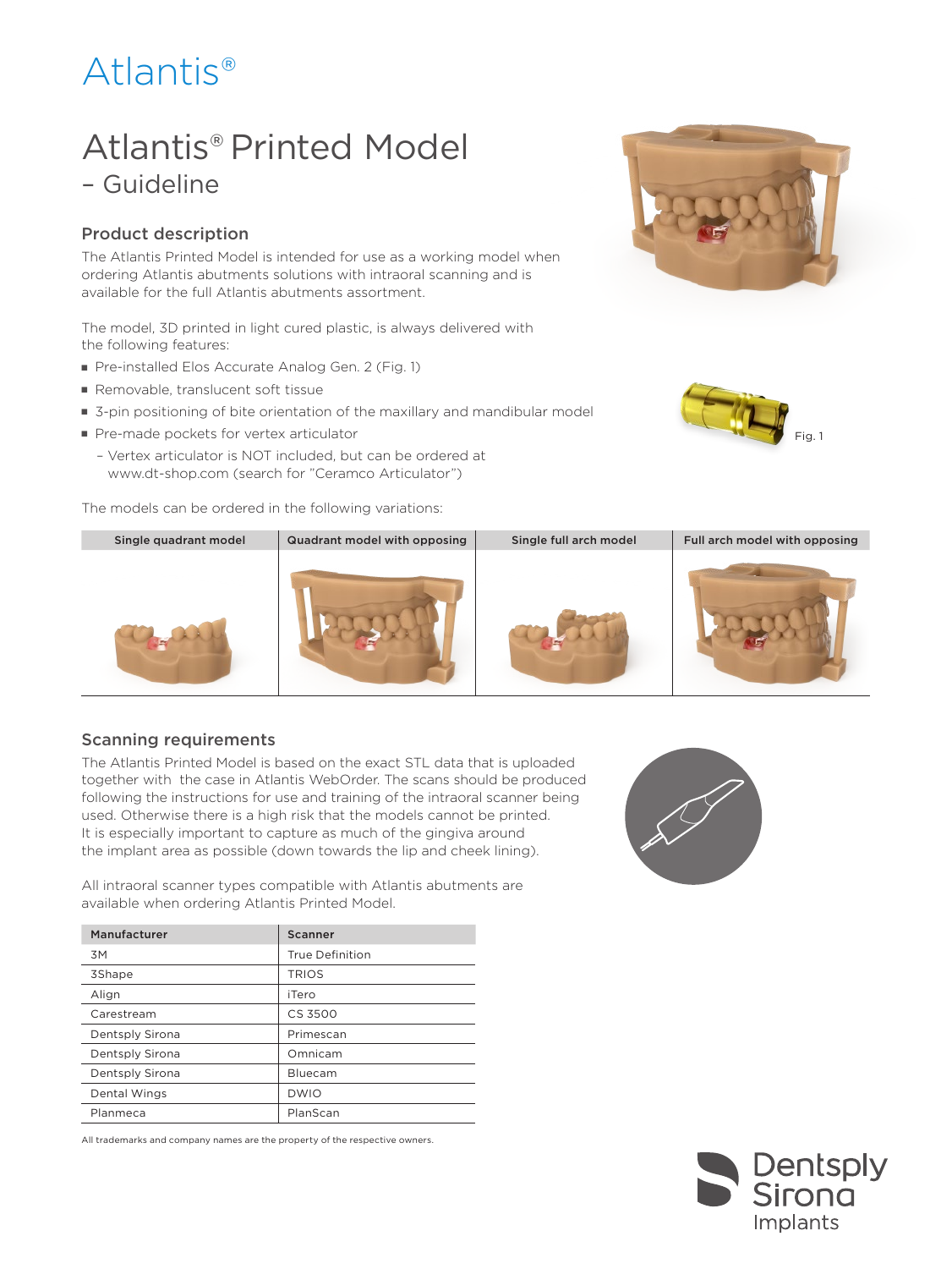# Atlantis®

# Atlantis® Printed Model
## – Guideline

### Product description

The Atlantis Printed Model is intended for use as a working model when ordering Atlantis abutments solutions with intraoral scanning and is available for the full Atlantis abutments assortment.

The model, 3D printed in light cured plastic, is always delivered with the following features:

- Pre-installed Elos Accurate Analog Gen. 2 (Fig. 1)
- Removable, translucent soft tissue
- 3-pin positioning of bite orientation of the maxillary and mandibular model
- Pre-made pockets for vertex articulator
  - Vertex articulator is NOT included, but can be ordered at www.dt-shop.com (search for "Ceramco Articulator")

Fig. 1

The models can be ordered in the following variations:

| Single quadrant model | Quadrant model with opposing | Single full arch model | Full arch model with opposing |
|---|---|---|---|

### Scanning requirements

The Atlantis Printed Model is based on the exact STL data that is uploaded together with the case in Atlantis WebOrder. The scans should be produced following the instructions for use and training of the intraoral scanner being used. Otherwise there is a high risk that the models cannot be printed. It is especially important to capture as much of the gingiva around the implant area as possible (down towards the lip and cheek lining).

All intraoral scanner types compatible with Atlantis abutments are available when ordering Atlantis Printed Model.

| Manufacturer | Scanner |
|---|---|
| 3M | True Definition |
| 3Shape | TRIOS |
| Align | iTero |
| Carestream | CS 3500 |
| Dentsply Sirona | Primescan |
| Dentsply Sirona | Omnicam |
| Dentsply Sirona | Bluecam |
| Dental Wings | DWIO |
| Planmeca | PlanScan |

All trademarks and company names are the property of the respective owners.

Dentsply Sirona Implants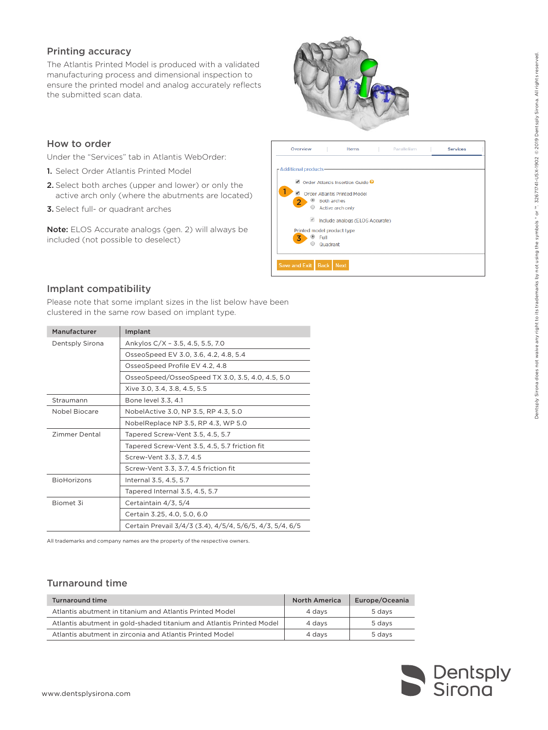## Printing accuracy

The Atlantis Printed Model is produced with a validated manufacturing process and dimensional inspection to ensure the printed model and analog accurately reflects the submitted scan data.

## How to order

Under the "Services" tab in Atlantis WebOrder:

1. Select Order Atlantis Printed Model
2. Select both arches (upper and lower) or only the active arch only (where the abutments are located)
3. Select full- or quadrant arches

**Note:** ELOS Accurate analogs (gen. 2) will always be included (not possible to deselect)

Overview | Items | Parallelism | Services

Additional products

Order Atlantis Insertion Guide

1 Order Atlantis Printed Model

2 Both arches

Active arch only

Include analogs (ELOS Accurate)

Printed model product type

3 Full

Quadrant

Save and Exit | Back | Next

## Implant compatibility

Please note that some implant sizes in the list below have been clustered in the same row based on implant type.

| Manufacturer | Implant |
|---|---|
| Dentsply Sirona | Ankylos C/X – 3.5, 4.5, 5.5, 7.0 |
| | OsseoSpeed EV 3.0, 3.6, 4.2, 4.8, 5.4 |
| | OsseoSpeed Profile EV 4.2, 4.8 |
| | OsseoSpeed/OsseoSpeed TX 3.0, 3.5, 4.0, 4.5, 5.0 |
| | Xive 3.0, 3.4, 3.8, 4.5, 5.5 |
| Straumann | Bone level 3.3, 4.1 |
| Nobel Biocare | NobelActive 3.0, NP 3.5, RP 4.3, 5.0 |
| | NobelReplace NP 3.5, RP 4.3, WP 5.0 |
| Zimmer Dental | Tapered Screw-Vent 3.5, 4.5, 5.7 |
| | Tapered Screw-Vent 3.5, 4.5, 5.7 friction fit |
| | Screw-Vent 3.3, 3.7, 4.5 |
| | Screw-Vent 3.3, 3.7, 4.5 friction fit |
| BioHorizons | Internal 3.5, 4.5, 5.7 |
| | Tapered Internal 3.5, 4.5, 5.7 |
| Biomet 3i | Certaintain 4/3, 5/4 |
| | Certain 3.25, 4.0, 5.0, 6.0 |
| | Certain Prevail 3/4/3 (3.4), 4/5/4, 5/6/5, 4/3, 5/4, 6/5 |

All trademarks and company names are the property of the respective owners.

## Turnaround time

| Turnaround time | North America | Europe/Oceania |
|---|---|---|
| Atlantis abutment in titanium and Atlantis Printed Model | 4 days | 5 days |
| Atlantis abutment in gold-shaded titanium and Atlantis Printed Model | 4 days | 5 days |
| Atlantis abutment in zirconia and Atlantis Printed Model | 4 days | 5 days |

Dentsply Sirona does not waive any right to its trademarks by not using the symbols ® or ™. 32671741-USX-1902 © 2019 Dentsply Sirona. All rights reserved.

www.dentsplysirona.com

Dentsply Sirona